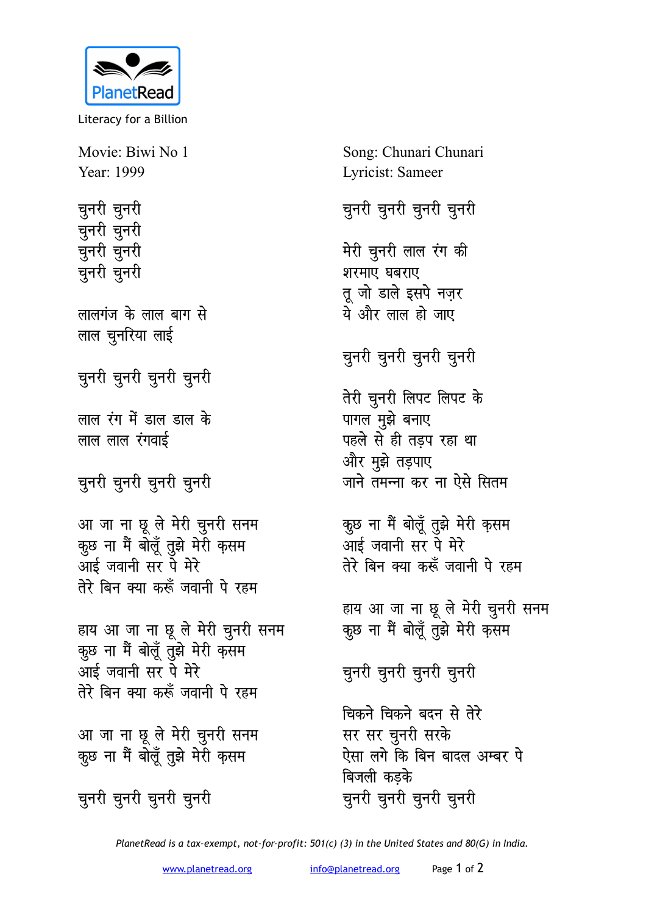PlanetRead

Literacy for a Billion

Movie: Biwi No 1
Year: 1999

Song: Chunari Chunari
Lyricist: Sameer

चुनरी चुनरी
चुनरी चुनरी
चुनरी चुनरी
चुनरी चुनरी

लालगंज के लाल बाग से
लाल चुनरिया लाई

चुनरी चुनरी चुनरी चुनरी

लाल रंग में डाल डाल के
लाल लाल रंगवाई

चुनरी चुनरी चुनरी चुनरी

आ जा ना छू ले मेरी चुनरी सनम
कुछ ना मैं बोलूँ तुझे मेरी क़सम
आई जवानी सर पे मेरे
तेरे बिन क्या करूँ जवानी पे रहम

हाय आ जा ना छू ले मेरी चुनरी सनम
कुछ ना मैं बोलूँ तुझे मेरी क़सम
आई जवानी सर पे मेरे
तेरे बिन क्या करूँ जवानी पे रहम

आ जा ना छू ले मेरी चुनरी सनम
कुछ ना मैं बोलूँ तुझे मेरी क़सम

चुनरी चुनरी चुनरी चुनरी

चुनरी चुनरी चुनरी चुनरी

मेरी चुनरी लाल रंग की
शरमाए घबराए
तू जो डाले इसपे नज़र
ये और लाल हो जाए

चुनरी चुनरी चुनरी चुनरी

तेरी चुनरी लिपट लिपट के
पागल मुझे बनाए
पहले से ही तड़प रहा था
और मुझे तड़पाए
जाने तमन्ना कर ना ऐसे सितम

कुछ ना मैं बोलूँ तुझे मेरी क़सम
आई जवानी सर पे मेरे
तेरे बिन क्या करूँ जवानी पे रहम

हाय आ जा ना छू ले मेरी चुनरी सनम
कुछ ना मैं बोलूँ तुझे मेरी क़सम

चुनरी चुनरी चुनरी चुनरी

चिकने चिकने बदन से तेरे
सर सर चुनरी सरके
ऐसा लगे कि बिन बादल अम्बर पे
बिजली कड़के
चुनरी चुनरी चुनरी चुनरी

*PlanetRead is a tax-exempt, not-for-profit: 501(c) (3) in the United States and 80(G) in India.*

www.planetread.org info@planetread.org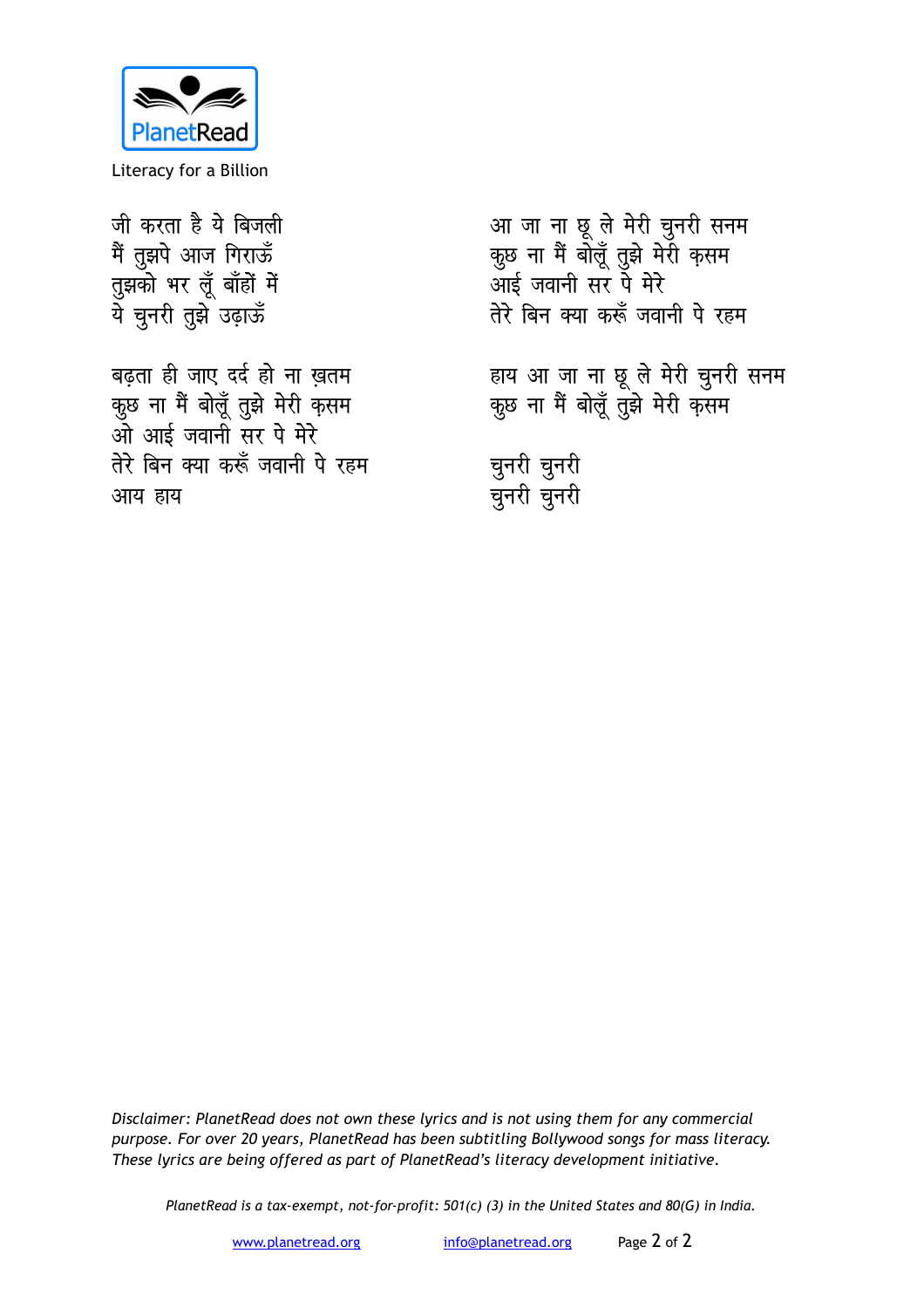PlanetRead

Literacy for a Billion

जी करता है ये बिजली
मैं तुझपे आज गिराऊँ
तुझको भर लूँ बाँहों में
ये चुनरी तुझे उढ़ाऊँ

बढ़ता ही जाए दर्द हो ना ख़तम
कुछ ना मैं बोलूँ तुझे मेरी क़सम
ओ आई जवानी सर पे मेरे
तेरे बिन क्या करूँ जवानी पे रहम
आय हाय

आ जा ना छू ले मेरी चुनरी सनम
कुछ ना मैं बोलूँ तुझे मेरी क़सम
आई जवानी सर पे मेरे
तेरे बिन क्या करूँ जवानी पे रहम

हाय आ जा ना छू ले मेरी चुनरी सनम
कुछ ना मैं बोलूँ तुझे मेरी क़सम

चुनरी चुनरी
चुनरी चुनरी

*Disclaimer: PlanetRead does not own these lyrics and is not using them for any commercial purpose. For over 20 years, PlanetRead has been subtitling Bollywood songs for mass literacy. These lyrics are being offered as part of PlanetRead's literacy development initiative.*

*PlanetRead is a tax-exempt, not-for-profit: 501(c) (3) in the United States and 80(G) in India.*

www.planetread.org info@planetread.org